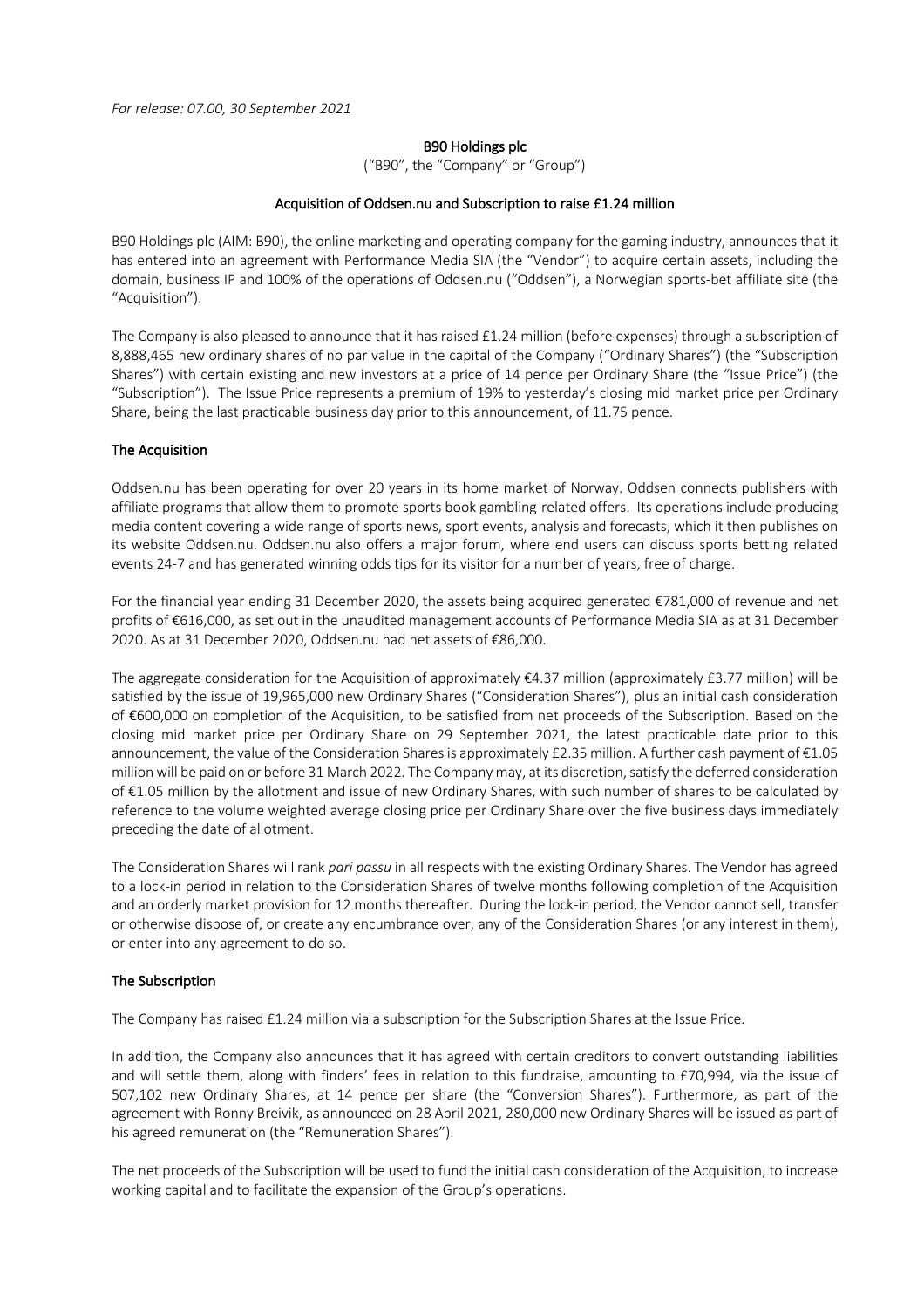*For release: 07.00, 30 September 2021*

**B90 Holdings plc**

("B90", the "Company" or "Group")

**Acquisition of Oddsen.nu and Subscription to raise £1.24 million**

B90 Holdings plc (AIM: B90), the online marketing and operating company for the gaming industry, announces that it has entered into an agreement with Performance Media SIA (the "Vendor") to acquire certain assets, including the domain, business IP and 100% of the operations of Oddsen.nu ("Oddsen"), a Norwegian sports-bet affiliate site (the "Acquisition").

The Company is also pleased to announce that it has raised £1.24 million (before expenses) through a subscription of 8,888,465 new ordinary shares of no par value in the capital of the Company ("Ordinary Shares") (the "Subscription Shares") with certain existing and new investors at a price of 14 pence per Ordinary Share (the "Issue Price") (the "Subscription"). The Issue Price represents a premium of 19% to yesterday's closing mid market price per Ordinary Share, being the last practicable business day prior to this announcement, of 11.75 pence.

## The Acquisition

Oddsen.nu has been operating for over 20 years in its home market of Norway. Oddsen connects publishers with affiliate programs that allow them to promote sports book gambling-related offers. Its operations include producing media content covering a wide range of sports news, sport events, analysis and forecasts, which it then publishes on its website Oddsen.nu. Oddsen.nu also offers a major forum, where end users can discuss sports betting related events 24-7 and has generated winning odds tips for its visitor for a number of years, free of charge.

For the financial year ending 31 December 2020, the assets being acquired generated €781,000 of revenue and net profits of €616,000, as set out in the unaudited management accounts of Performance Media SIA as at 31 December 2020. As at 31 December 2020, Oddsen.nu had net assets of €86,000.

The aggregate consideration for the Acquisition of approximately €4.37 million (approximately £3.77 million) will be satisfied by the issue of 19,965,000 new Ordinary Shares ("Consideration Shares"), plus an initial cash consideration of €600,000 on completion of the Acquisition, to be satisfied from net proceeds of the Subscription. Based on the closing mid market price per Ordinary Share on 29 September 2021, the latest practicable date prior to this announcement, the value of the Consideration Shares is approximately £2.35 million. A further cash payment of €1.05 million will be paid on or before 31 March 2022. The Company may, at its discretion, satisfy the deferred consideration of €1.05 million by the allotment and issue of new Ordinary Shares, with such number of shares to be calculated by reference to the volume weighted average closing price per Ordinary Share over the five business days immediately preceding the date of allotment.

The Consideration Shares will rank *pari passu* in all respects with the existing Ordinary Shares. The Vendor has agreed to a lock-in period in relation to the Consideration Shares of twelve months following completion of the Acquisition and an orderly market provision for 12 months thereafter. During the lock-in period, the Vendor cannot sell, transfer or otherwise dispose of, or create any encumbrance over, any of the Consideration Shares (or any interest in them), or enter into any agreement to do so.

## The Subscription

The Company has raised £1.24 million via a subscription for the Subscription Shares at the Issue Price.

In addition, the Company also announces that it has agreed with certain creditors to convert outstanding liabilities and will settle them, along with finders' fees in relation to this fundraise, amounting to £70,994, via the issue of 507,102 new Ordinary Shares, at 14 pence per share (the "Conversion Shares"). Furthermore, as part of the agreement with Ronny Breivik, as announced on 28 April 2021, 280,000 new Ordinary Shares will be issued as part of his agreed remuneration (the "Remuneration Shares").

The net proceeds of the Subscription will be used to fund the initial cash consideration of the Acquisition, to increase working capital and to facilitate the expansion of the Group's operations.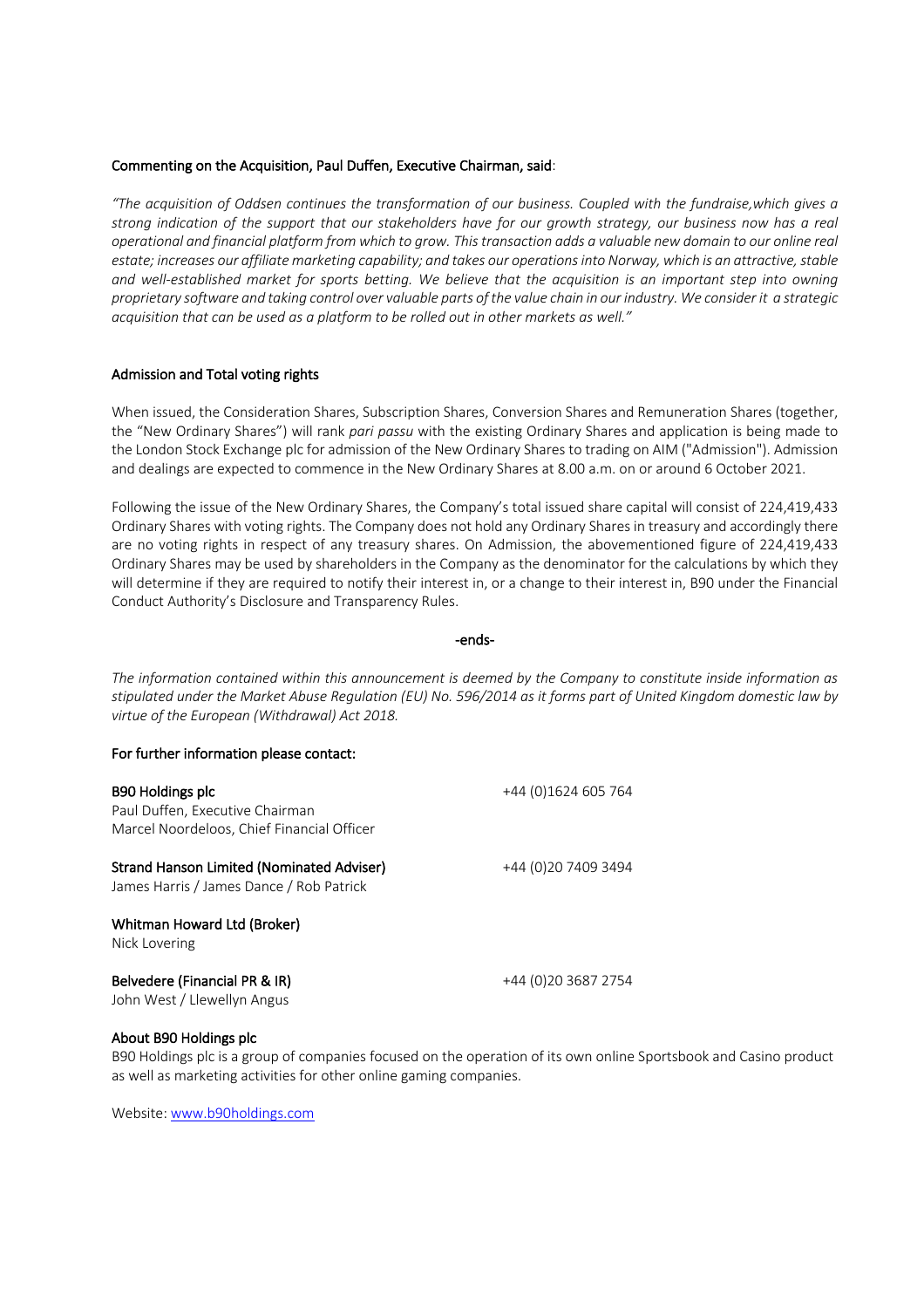**Commenting on the Acquisition, Paul Duffen, Executive Chairman, said**:

*"The acquisition of Oddsen continues the transformation of our business. Coupled with the fundraise,which gives a strong indication of the support that our stakeholders have for our growth strategy, our business now has a real operational and financial platform from which to grow. This transaction adds a valuable new domain to our online real estate; increases our affiliate marketing capability; and takes our operations into Norway, which is an attractive, stable and well-established market for sports betting. We believe that the acquisition is an important step into owning proprietary software and taking control over valuable parts of the value chain in our industry. We consider it a strategic acquisition that can be used as a platform to be rolled out in other markets as well."*

**Admission and Total voting rights**

When issued, the Consideration Shares, Subscription Shares, Conversion Shares and Remuneration Shares (together, the "New Ordinary Shares") will rank *pari passu* with the existing Ordinary Shares and application is being made to the London Stock Exchange plc for admission of the New Ordinary Shares to trading on AIM ("Admission"). Admission and dealings are expected to commence in the New Ordinary Shares at 8.00 a.m. on or around 6 October 2021.

Following the issue of the New Ordinary Shares, the Company's total issued share capital will consist of 224,419,433 Ordinary Shares with voting rights. The Company does not hold any Ordinary Shares in treasury and accordingly there are no voting rights in respect of any treasury shares. On Admission, the abovementioned figure of 224,419,433 Ordinary Shares may be used by shareholders in the Company as the denominator for the calculations by which they will determine if they are required to notify their interest in, or a change to their interest in, B90 under the Financial Conduct Authority's Disclosure and Transparency Rules.

-ends-

*The information contained within this announcement is deemed by the Company to constitute inside information as stipulated under the Market Abuse Regulation (EU) No. 596/2014 as it forms part of United Kingdom domestic law by virtue of the European (Withdrawal) Act 2018.*

**For further information please contact:**

| | |
|---|---|
| **B90 Holdings plc**<br>Paul Duffen, Executive Chairman<br>Marcel Noordeloos, Chief Financial Officer | +44 (0)1624 605 764 |
| **Strand Hanson Limited (Nominated Adviser)**<br>James Harris / James Dance / Rob Patrick | +44 (0)20 7409 3494 |
| **Whitman Howard Ltd (Broker)**<br>Nick Lovering | |
| **Belvedere (Financial PR & IR)**<br>John West / Llewellyn Angus | +44 (0)20 3687 2754 |

**About B90 Holdings plc**

B90 Holdings plc is a group of companies focused on the operation of its own online Sportsbook and Casino product as well as marketing activities for other online gaming companies.

Website: www.b90holdings.com